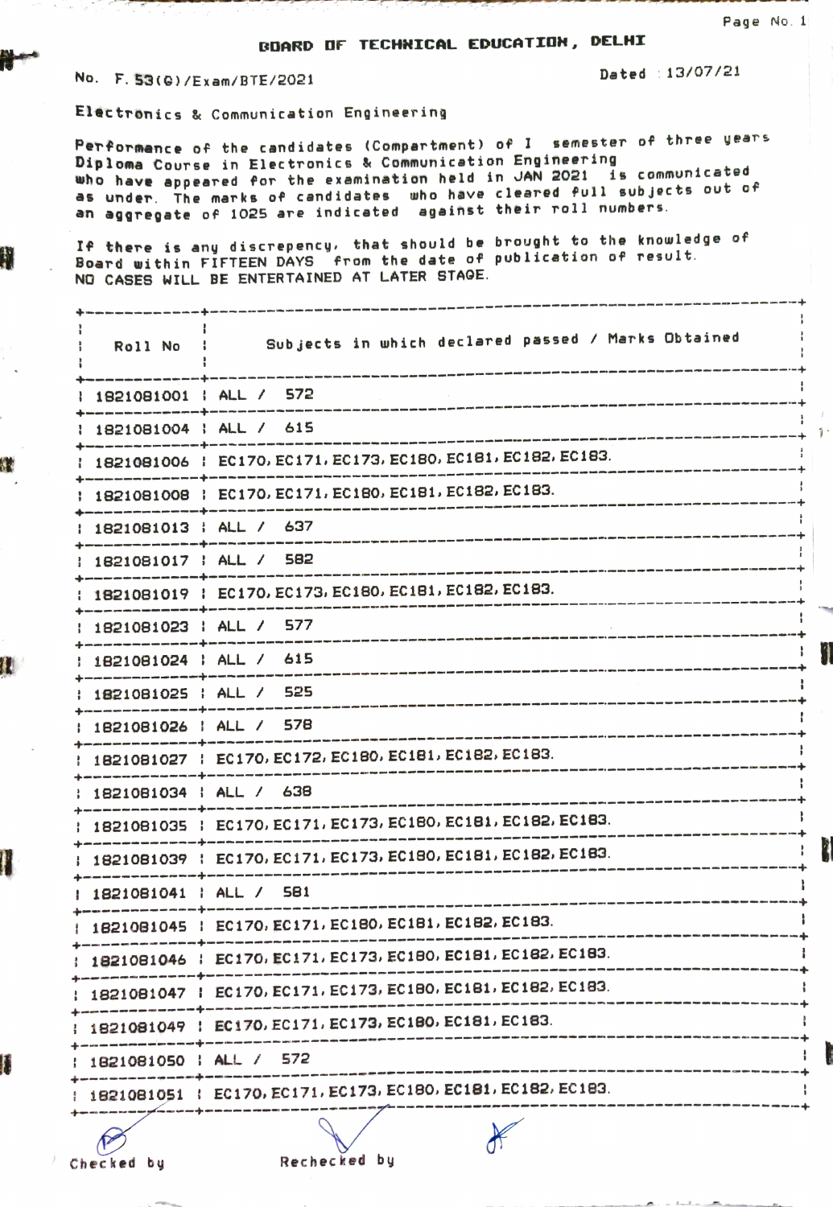# BOARD OF TECHNICAL EDUCATION, DELHI

No. F.53(G)/Exam/BTE/2021 Dated : 13/07/21

Electronics & Communication Engineering

Performance of the candidates (Compartment) of I semester of three years Diploma Course in Electronics & Communication Engineering who have appeared for the examination held in JAN 2021 is communicated as under. The marks of candidates who have cleared full subjects out of an aggregate of 1025 are indicated against their roll numbers.

If there is any discrepency, that should be brought to the knowledge of Board within FIFTEEN DAYS from the date of publication of result. NO CASES WILL BE ENTERTAINED AT LATER STAGE.

| Roll No | Subjects in which declared passed / Marks Obtained |
|---|---|
| 1821081001 | ALL / 572 |
| 1821081004 | ALL / 615 |
| 1821081006 | EC170, EC171, EC173, EC180, EC181, EC182, EC183. |
| 1821081008 | EC170, EC171, EC180, EC181, EC182, EC183. |
| 1821081013 | ALL / 637 |
| 1821081017 | ALL / 582 |
| 1821081019 | EC170, EC173, EC180, EC181, EC182, EC183. |
| 1821081023 | ALL / 577 |
| 1821081024 | ALL / 615 |
| 1821081025 | ALL / 525 |
| 1821081026 | ALL / 578 |
| 1821081027 | EC170, EC172, EC180, EC181, EC182, EC183. |
| 1821081034 | ALL / 638 |
| 1821081035 | EC170, EC171, EC173, EC180, EC181, EC182, EC183. |
| 1821081039 | EC170, EC171, EC173, EC180, EC181, EC182, EC183. |
| 1821081041 | ALL / 581 |
| 1821081045 | EC170, EC171, EC180, EC181, EC182, EC183. |
| 1821081046 | EC170, EC171, EC173, EC180, EC181, EC182, EC183. |
| 1821081047 | EC170, EC171, EC173, EC180, EC181, EC182, EC183. |
| 1821081049 | EC170, EC171, EC173, EC180, EC181, EC183. |
| 1821081050 | ALL / 572 |
| 1821081051 | EC170, EC171, EC173, EC180, EC181, EC182, EC183. |

Checked by Rechecked by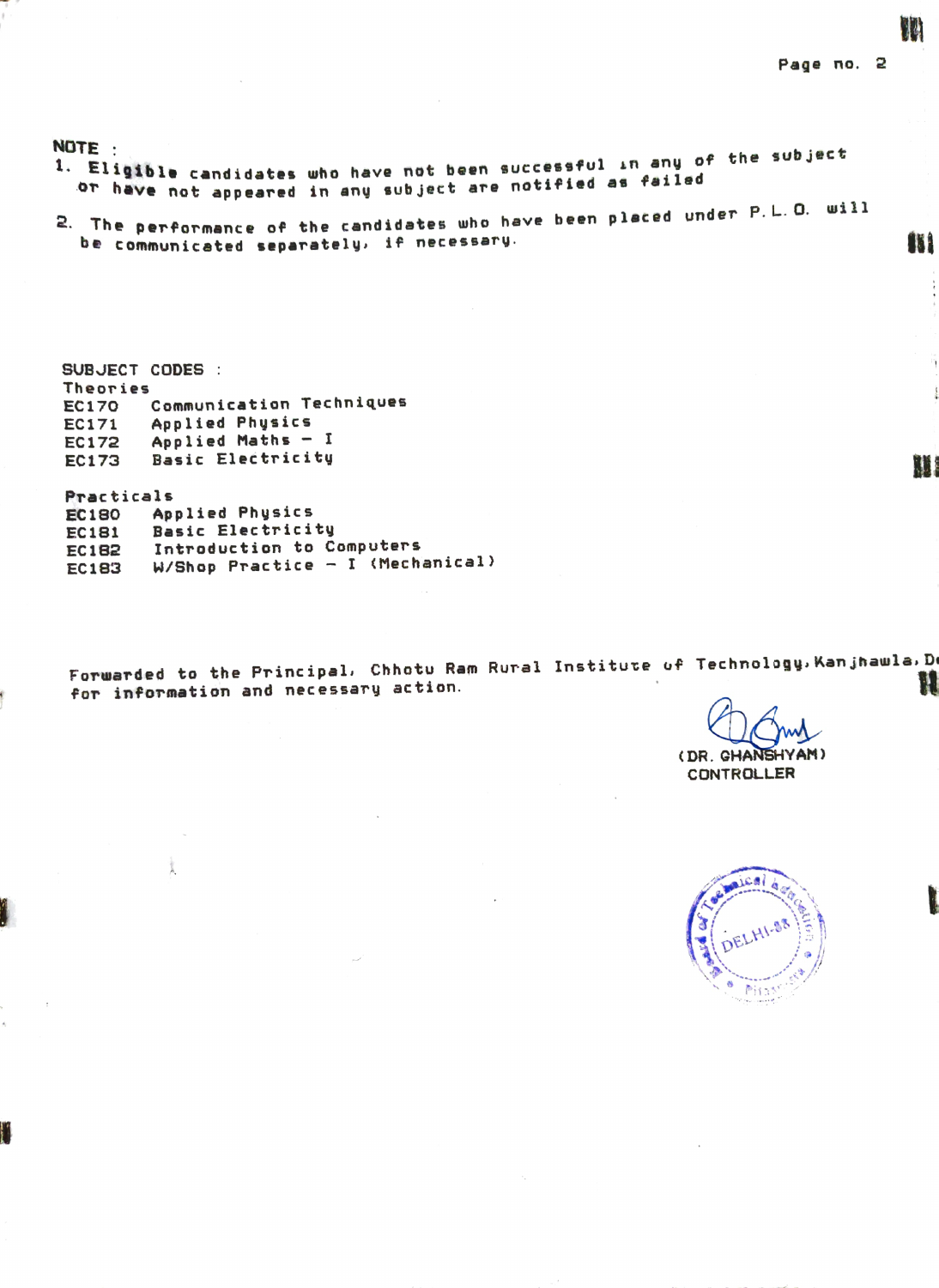**NOTE :**

1. Eligible candidates who have not been successful in any of the subject or have not appeared in any subject are notified as failed
2. The performance of the candidates who have been placed under P.L.O. will be communicated separately, if necessary.

**SUBJECT CODES :**

Theories

| | |
|---|---|
| EC170 | Communication Techniques |
| EC171 | Applied Physics |
| EC172 | Applied Maths – I |
| EC173 | Basic Electricity |

Practicals

| | |
|---|---|
| EC180 | Applied Physics |
| EC181 | Basic Electricity |
| EC182 | Introduction to Computers |
| EC183 | W/Shop Practice – I (Mechanical) |

Forwarded to the Principal, Chhotu Ram Rural Institute of Technology, Kanjhawla, De for information and necessary action.

(DR. GHANSHYAM)
CONTROLLER